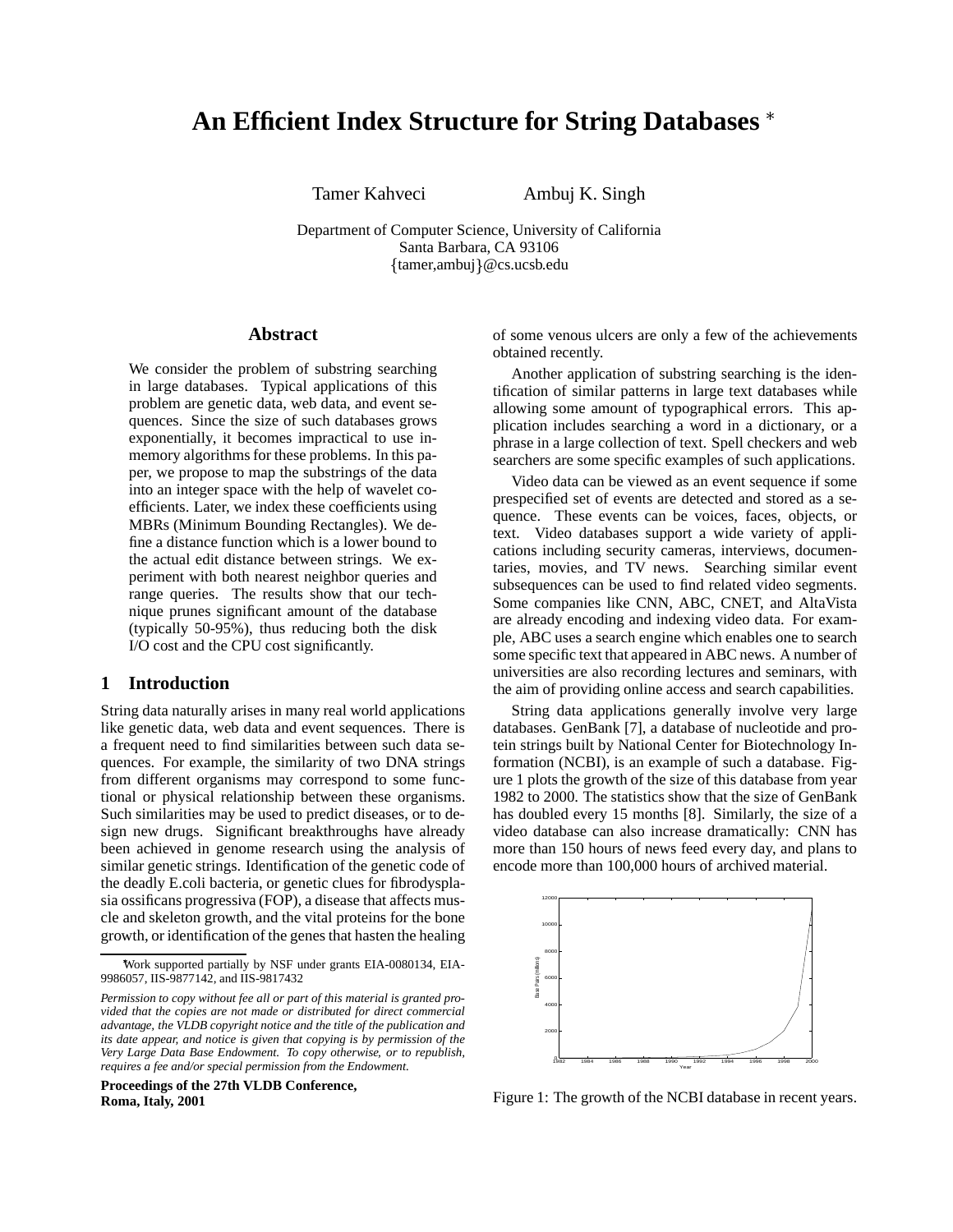# An Efficient Index Structure for String Databases *

Tamer Kahveci  Ambuj K. Singh

Department of Computer Science, University of California
Santa Barbara, CA 93106
{tamer,ambuj}@cs.ucsb.edu

## Abstract

We consider the problem of substring searching in large databases. Typical applications of this problem are genetic data, web data, and event sequences. Since the size of such databases grows exponentially, it becomes impractical to use in-memory algorithms for these problems. In this paper, we propose to map the substrings of the data into an integer space with the help of wavelet coefficients. Later, we index these coefficients using MBRs (Minimum Bounding Rectangles). We define a distance function which is a lower bound to the actual edit distance between strings. We experiment with both nearest neighbor queries and range queries. The results show that our technique prunes significant amount of the database (typically 50-95%), thus reducing both the disk I/O cost and the CPU cost significantly.

## 1 Introduction

String data naturally arises in many real world applications like genetic data, web data and event sequences. There is a frequent need to find similarities between such data sequences. For example, the similarity of two DNA strings from different organisms may correspond to some functional or physical relationship between these organisms. Such similarities may be used to predict diseases, or to design new drugs. Significant breakthroughs have already been achieved in genome research using the analysis of similar genetic strings. Identification of the genetic code of the deadly E.coli bacteria, or genetic clues for fibrodysplasia ossificans progressiva (FOP), a disease that affects muscle and skeleton growth, and the vital proteins for the bone growth, or identification of the genes that hasten the healing of some venous ulcers are only a few of the achievements obtained recently.

Another application of substring searching is the identification of similar patterns in large text databases while allowing some amount of typographical errors. This application includes searching a word in a dictionary, or a phrase in a large collection of text. Spell checkers and web searchers are some specific examples of such applications.

Video data can be viewed as an event sequence if some prespecified set of events are detected and stored as a sequence. These events can be voices, faces, objects, or text. Video databases support a wide variety of applications including security cameras, interviews, documentaries, movies, and TV news. Searching similar event subsequences can be used to find related video segments. Some companies like CNN, ABC, CNET, and AltaVista are already encoding and indexing video data. For example, ABC uses a search engine which enables one to search some specific text that appeared in ABC news. A number of universities are also recording lectures and seminars, with the aim of providing online access and search capabilities.

String data applications generally involve very large databases. GenBank [7], a database of nucleotide and protein strings built by National Center for Biotechnology Information (NCBI), is an example of such a database. Figure 1 plots the growth of the size of this database from year 1982 to 2000. The statistics show that the size of GenBank has doubled every 15 months [8]. Similarly, the size of a video database can also increase dramatically: CNN has more than 150 hours of news feed every day, and plans to encode more than 100,000 hours of archived material.

Figure 1: The growth of the NCBI database in recent years.

*Work supported partially by NSF under grants EIA-0080134, EIA-9986057, IIS-9877142, and IIS-9817432

*Permission to copy without fee all or part of this material is granted provided that the copies are not made or distributed for direct commercial advantage, the VLDB copyright notice and the title of the publication and its date appear, and notice is given that copying is by permission of the Very Large Data Base Endowment. To copy otherwise, or to republish, requires a fee and/or special permission from the Endowment.*

**Proceedings of the 27th VLDB Conference, Roma, Italy, 2001**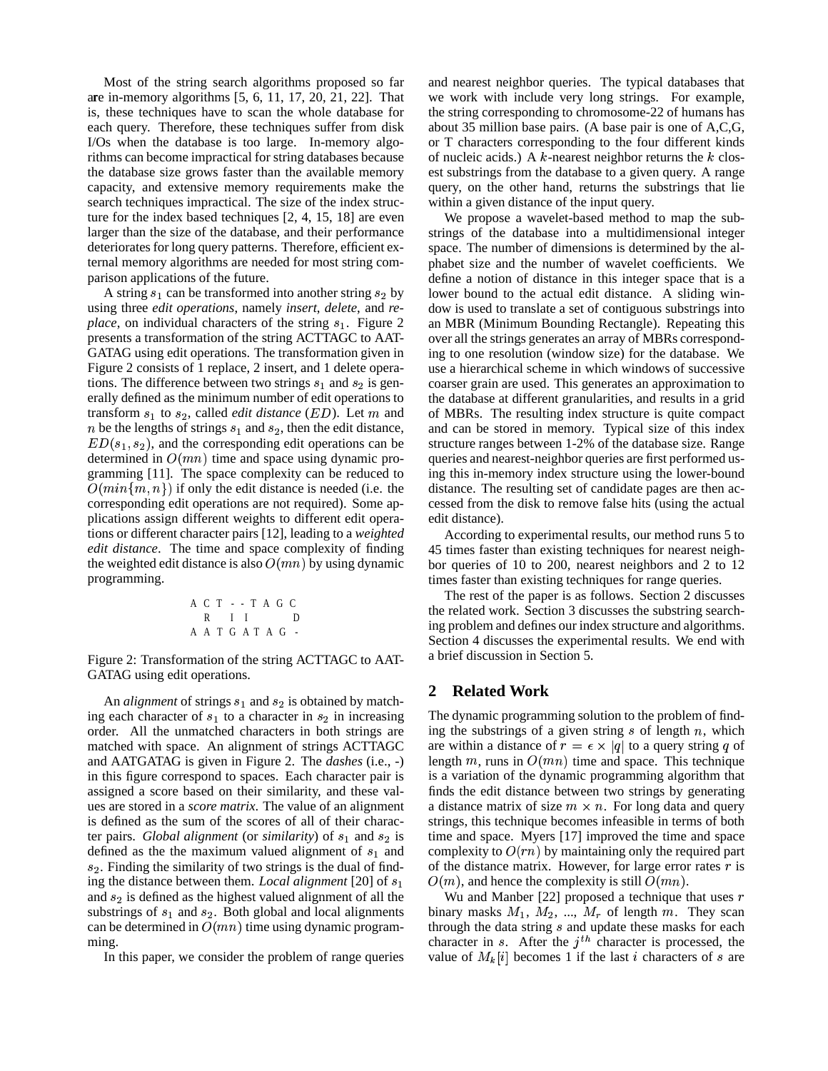Most of the string search algorithms proposed so far are in-memory algorithms [5, 6, 11, 17, 20, 21, 22]. That is, these techniques have to scan the whole database for each query. Therefore, these techniques suffer from disk I/Os when the database is too large. In-memory algorithms can become impractical for string databases because the database size grows faster than the available memory capacity, and extensive memory requirements make the search techniques impractical. The size of the index structure for the index based techniques [2, 4, 15, 18] are even larger than the size of the database, and their performance deteriorates for long query patterns. Therefore, efficient external memory algorithms are needed for most string comparison applications of the future.

A string $s_1$ can be transformed into another string $s_2$ by using three *edit operations*, namely *insert*, *delete*, and *replace*, on individual characters of the string $s_1$. Figure 2 presents a transformation of the string ACTTAGC to AATGATAG using edit operations. The transformation given in Figure 2 consists of 1 replace, 2 insert, and 1 delete operations. The difference between two strings $s_1$ and $s_2$ is generally defined as the minimum number of edit operations to transform $s_1$ to $s_2$, called *edit distance* ($ED$). Let $m$ and $n$ be the lengths of strings $s_1$ and $s_2$, then the edit distance, $ED(s_1, s_2)$, and the corresponding edit operations can be determined in $O(mn)$ time and space using dynamic programming [11]. The space complexity can be reduced to $O(min\{m, n\})$ if only the edit distance is needed (i.e. the corresponding edit operations are not required). Some applications assign different weights to different edit operations or different character pairs [12], leading to a *weighted edit distance*. The time and space complexity of finding the weighted edit distance is also $O(mn)$ by using dynamic programming.

```
A C T - - T A G C
  R   I I       D
A A T G A T A G -
```

Figure 2: Transformation of the string ACTTAGC to AATGATAG using edit operations.

An *alignment* of strings $s_1$ and $s_2$ is obtained by matching each character of $s_1$ to a character in $s_2$ in increasing order. All the unmatched characters in both strings are matched with space. An alignment of strings ACTTAGC and AATGATAG is given in Figure 2. The *dashes* (i.e., -) in this figure correspond to spaces. Each character pair is assigned a score based on their similarity, and these values are stored in a *score matrix*. The value of an alignment is defined as the sum of the scores of all of their character pairs. *Global alignment* (or *similarity*) of $s_1$ and $s_2$ is defined as the the maximum valued alignment of $s_1$ and $s_2$. Finding the similarity of two strings is the dual of finding the distance between them. *Local alignment* [20] of $s_1$ and $s_2$ is defined as the highest valued alignment of all the substrings of $s_1$ and $s_2$. Both global and local alignments can be determined in $O(mn)$ time using dynamic programming.

In this paper, we consider the problem of range queries and nearest neighbor queries. The typical databases that we work with include very long strings. For example, the string corresponding to chromosome-22 of humans has about 35 million base pairs. (A base pair is one of A,C,G, or T characters corresponding to the four different kinds of nucleic acids.) A $k$-nearest neighbor returns the $k$ closest substrings from the database to a given query. A range query, on the other hand, returns the substrings that lie within a given distance of the input query.

We propose a wavelet-based method to map the substrings of the database into a multidimensional integer space. The number of dimensions is determined by the alphabet size and the number of wavelet coefficients. We define a notion of distance in this integer space that is a lower bound to the actual edit distance. A sliding window is used to translate a set of contiguous substrings into an MBR (Minimum Bounding Rectangle). Repeating this over all the strings generates an array of MBRs corresponding to one resolution (window size) for the database. We use a hierarchical scheme in which windows of successive coarser grain are used. This generates an approximation to the database at different granularities, and results in a grid of MBRs. The resulting index structure is quite compact and can be stored in memory. Typical size of this index structure ranges between 1-2% of the database size. Range queries and nearest-neighbor queries are first performed using this in-memory index structure using the lower-bound distance. The resulting set of candidate pages are then accessed from the disk to remove false hits (using the actual edit distance).

According to experimental results, our method runs 5 to 45 times faster than existing techniques for nearest neighbor queries of 10 to 200, nearest neighbors and 2 to 12 times faster than existing techniques for range queries.

The rest of the paper is as follows. Section 2 discusses the related work. Section 3 discusses the substring searching problem and defines our index structure and algorithms. Section 4 discusses the experimental results. We end with a brief discussion in Section 5.

## 2 Related Work

The dynamic programming solution to the problem of finding the substrings of a given string $s$ of length $n$, which are within a distance of $r = \epsilon \times |q|$ to a query string $q$ of length $m$, runs in $O(mn)$ time and space. This technique is a variation of the dynamic programming algorithm that finds the edit distance between two strings by generating a distance matrix of size $m \times n$. For long data and query strings, this technique becomes infeasible in terms of both time and space. Myers [17] improved the time and space complexity to $O(rn)$ by maintaining only the required part of the distance matrix. However, for large error rates $r$ is $O(m)$, and hence the complexity is still $O(mn)$.

Wu and Manber [22] proposed a technique that uses $r$ binary masks $M_1$, $M_2$, ..., $M_r$ of length $m$. They scan through the data string $s$ and update these masks for each character in $s$. After the $j^{th}$ character is processed, the value of $M_k[i]$ becomes 1 if the last $i$ characters of $s$ are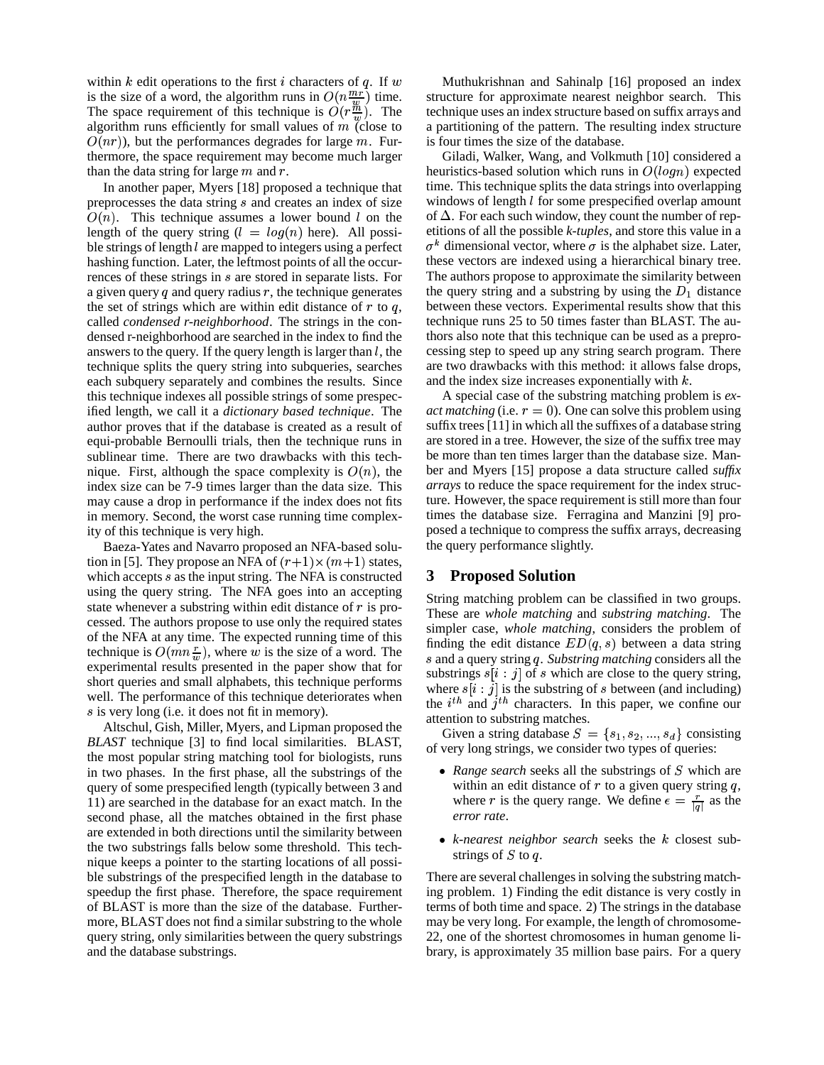within $k$ edit operations to the first $i$ characters of $q$. If $w$ is the size of a word, the algorithm runs in $O(n\frac{mr}{w})$ time. The space requirement of this technique is $O(r\frac{m}{w})$. The algorithm runs efficiently for small values of $m$ (close to $O(nr)$), but the performances degrades for large $m$. Furthermore, the space requirement may become much larger than the data string for large $m$ and $r$.

In another paper, Myers [18] proposed a technique that preprocesses the data string $s$ and creates an index of size $O(n)$. This technique assumes a lower bound $l$ on the length of the query string ($l = log(n)$ here). All possible strings of length $l$ are mapped to integers using a perfect hashing function. Later, the leftmost points of all the occurrences of these strings in $s$ are stored in separate lists. For a given query $q$ and query radius $r$, the technique generates the set of strings which are within edit distance of $r$ to $q$, called *condensed r-neighborhood*. The strings in the condensed r-neighborhood are searched in the index to find the answers to the query. If the query length is larger than $l$, the technique splits the query string into subqueries, searches each subquery separately and combines the results. Since this technique indexes all possible strings of some prespecified length, we call it a *dictionary based technique*. The author proves that if the database is created as a result of equi-probable Bernoulli trials, then the technique runs in sublinear time. There are two drawbacks with this technique. First, although the space complexity is $O(n)$, the index size can be 7-9 times larger than the data size. This may cause a drop in performance if the index does not fits in memory. Second, the worst case running time complexity of this technique is very high.

Baeza-Yates and Navarro proposed an NFA-based solution in [5]. They propose an NFA of $(r+1)\times(m+1)$ states, which accepts $s$ as the input string. The NFA is constructed using the query string. The NFA goes into an accepting state whenever a substring within edit distance of $r$ is processed. The authors propose to use only the required states of the NFA at any time. The expected running time of this technique is $O(mn\frac{r}{w})$, where $w$ is the size of a word. The experimental results presented in the paper show that for short queries and small alphabets, this technique performs well. The performance of this technique deteriorates when $s$ is very long (i.e. it does not fit in memory).

Altschul, Gish, Miller, Myers, and Lipman proposed the *BLAST* technique [3] to find local similarities. BLAST, the most popular string matching tool for biologists, runs in two phases. In the first phase, all the substrings of the query of some prespecified length (typically between 3 and 11) are searched in the database for an exact match. In the second phase, all the matches obtained in the first phase are extended in both directions until the similarity between the two substrings falls below some threshold. This technique keeps a pointer to the starting locations of all possible substrings of the prespecified length in the database to speedup the first phase. Therefore, the space requirement of BLAST is more than the size of the database. Furthermore, BLAST does not find a similar substring to the whole query string, only similarities between the query substrings and the database substrings.

Muthukrishnan and Sahinalp [16] proposed an index structure for approximate nearest neighbor search. This technique uses an index structure based on suffix arrays and a partitioning of the pattern. The resulting index structure is four times the size of the database.

Giladi, Walker, Wang, and Volkmuth [10] considered a heuristics-based solution which runs in $O(logn)$ expected time. This technique splits the data strings into overlapping windows of length $l$ for some prespecified overlap amount of $\Delta$. For each such window, they count the number of repetitions of all the possible *k-tuples*, and store this value in a $\sigma^k$ dimensional vector, where $\sigma$ is the alphabet size. Later, these vectors are indexed using a hierarchical binary tree. The authors propose to approximate the similarity between the query string and a substring by using the $D_1$ distance between these vectors. Experimental results show that this technique runs 25 to 50 times faster than BLAST. The authors also note that this technique can be used as a preprocessing step to speed up any string search program. There are two drawbacks with this method: it allows false drops, and the index size increases exponentially with $k$.

A special case of the substring matching problem is *exact matching* (i.e. $r = 0$). One can solve this problem using suffix trees [11] in which all the suffixes of a database string are stored in a tree. However, the size of the suffix tree may be more than ten times larger than the database size. Manber and Myers [15] propose a data structure called *suffix arrays* to reduce the space requirement for the index structure. However, the space requirement is still more than four times the database size. Ferragina and Manzini [9] proposed a technique to compress the suffix arrays, decreasing the query performance slightly.

## 3 Proposed Solution

String matching problem can be classified in two groups. These are *whole matching* and *substring matching*. The simpler case, *whole matching*, considers the problem of finding the edit distance $ED(q, s)$ between a data string $s$ and a query string $q$. *Substring matching* considers all the substrings $s[i:j]$ of $s$ which are close to the query string, where $s[i:j]$ is the substring of $s$ between (and including) the $i^{th}$ and $j^{th}$ characters. In this paper, we confine our attention to substring matches.

Given a string database $S = \{s_1, s_2, ..., s_d\}$ consisting of very long strings, we consider two types of queries:

- *Range search* seeks all the substrings of $S$ which are within an edit distance of $r$ to a given query string $q$, where $r$ is the query range. We define $\epsilon = \frac{r}{|q|}$ as the *error rate*.
- *k-nearest neighbor search* seeks the $k$ closest substrings of $S$ to $q$.

There are several challenges in solving the substring matching problem. 1) Finding the edit distance is very costly in terms of both time and space. 2) The strings in the database may be very long. For example, the length of chromosome-22, one of the shortest chromosomes in human genome library, is approximately 35 million base pairs. For a query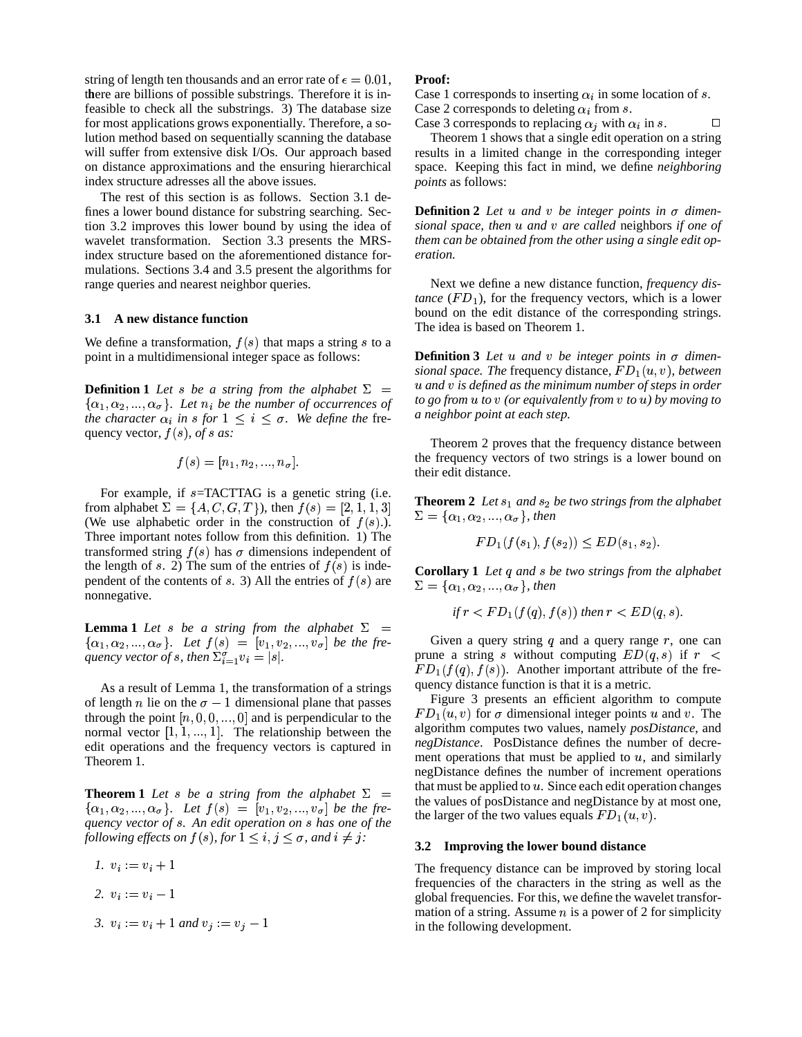string of length ten thousands and an error rate of $\epsilon = 0.01$, there are billions of possible substrings. Therefore it is infeasible to check all the substrings. 3) The database size for most applications grows exponentially. Therefore, a solution method based on sequentially scanning the database will suffer from extensive disk I/Os. Our approach based on distance approximations and the ensuring hierarchical index structure adresses all the above issues.

The rest of this section is as follows. Section 3.1 defines a lower bound distance for substring searching. Section 3.2 improves this lower bound by using the idea of wavelet transformation. Section 3.3 presents the MRS-index structure based on the aforementioned distance formulations. Sections 3.4 and 3.5 present the algorithms for range queries and nearest neighbor queries.

### 3.1 A new distance function

We define a transformation, $f(s)$ that maps a string $s$ to a point in a multidimensional integer space as follows:

**Definition 1** *Let $s$ be a string from the alphabet $\Sigma = \{\alpha_1, \alpha_2, ..., \alpha_\sigma\}$. Let $n_i$ be the number of occurrences of the character $\alpha_i$ in $s$ for $1 \le i \le \sigma$. We define the* frequency vector*, $f(s)$, of $s$ as:*

$$f(s) = [n_1, n_2, ..., n_\sigma].$$

For example, if $s$=TACTTAG is a genetic string (i.e. from alphabet $\Sigma = \{A, C, G, T\}$), then $f(s) = [2, 1, 1, 3]$ (We use alphabetic order in the construction of $f(s)$.). Three important notes follow from this definition. 1) The transformed string $f(s)$ has $\sigma$ dimensions independent of the length of $s$. 2) The sum of the entries of $f(s)$ is independent of the contents of $s$. 3) All the entries of $f(s)$ are nonnegative.

**Lemma 1** *Let $s$ be a string from the alphabet $\Sigma = \{\alpha_1, \alpha_2, ..., \alpha_\sigma\}$. Let $f(s) = [v_1, v_2, ..., v_\sigma]$ be the frequency vector of $s$, then $\Sigma_{i=1}^{\sigma} v_i = |s|$.*

As a result of Lemma 1, the transformation of a strings of length $n$ lie on the $\sigma - 1$ dimensional plane that passes through the point $[n, 0, 0, ..., 0]$ and is perpendicular to the normal vector $[1, 1, ..., 1]$. The relationship between the edit operations and the frequency vectors is captured in Theorem 1.

**Theorem 1** *Let $s$ be a string from the alphabet $\Sigma = \{\alpha_1, \alpha_2, ..., \alpha_\sigma\}$. Let $f(s) = [v_1, v_2, ..., v_\sigma]$ be the frequency vector of $s$. An edit operation on $s$ has one of the following effects on $f(s)$, for $1 \le i, j \le \sigma$, and $i \ne j$:*

1. $v_i := v_i + 1$
2. $v_i := v_i - 1$
3. $v_i := v_i + 1$ *and* $v_j := v_j - 1$

**Proof:**
Case 1 corresponds to inserting $\alpha_i$ in some location of $s$.
Case 2 corresponds to deleting $\alpha_i$ from $s$.
Case 3 corresponds to replacing $\alpha_j$ with $\alpha_i$ in $s$. □

Theorem 1 shows that a single edit operation on a string results in a limited change in the corresponding integer space. Keeping this fact in mind, we define *neighboring points* as follows:

**Definition 2** *Let $u$ and $v$ be integer points in $\sigma$ dimensional space, then $u$ and $v$ are called* neighbors *if one of them can be obtained from the other using a single edit operation.*

Next we define a new distance function, *frequency distance* ($FD_1$), for the frequency vectors, which is a lower bound on the edit distance of the corresponding strings. The idea is based on Theorem 1.

**Definition 3** *Let $u$ and $v$ be integer points in $\sigma$ dimensional space. The* frequency distance*, $FD_1(u, v)$, between $u$ and $v$ is defined as the minimum number of steps in order to go from $u$ to $v$ (or equivalently from $v$ to $u$) by moving to a neighbor point at each step.*

Theorem 2 proves that the frequency distance between the frequency vectors of two strings is a lower bound on their edit distance.

**Theorem 2** *Let $s_1$ and $s_2$ be two strings from the alphabet $\Sigma = \{\alpha_1, \alpha_2, ..., \alpha_\sigma\}$, then*

$$FD_1(f(s_1), f(s_2)) \le ED(s_1, s_2).$$

**Corollary 1** *Let $q$ and $s$ be two strings from the alphabet $\Sigma = \{\alpha_1, \alpha_2, ..., \alpha_\sigma\}$, then*

$$\textit{if } r < FD_1(f(q), f(s)) \textit{ then } r < ED(q, s).$$

Given a query string $q$ and a query range $r$, one can prune a string $s$ without computing $ED(q, s)$ if $r < FD_1(f(q), f(s))$. Another important attribute of the frequency distance function is that it is a metric.

Figure 3 presents an efficient algorithm to compute $FD_1(u, v)$ for $\sigma$ dimensional integer points $u$ and $v$. The algorithm computes two values, namely *posDistance*, and *negDistance*. PosDistance defines the number of decrement operations that must be applied to $u$, and similarly negDistance defines the number of increment operations that must be applied to $u$. Since each edit operation changes the values of posDistance and negDistance by at most one, the larger of the two values equals $FD_1(u, v)$.

### 3.2 Improving the lower bound distance

The frequency distance can be improved by storing local frequencies of the characters in the string as well as the global frequencies. For this, we define the wavelet transformation of a string. Assume $n$ is a power of 2 for simplicity in the following development.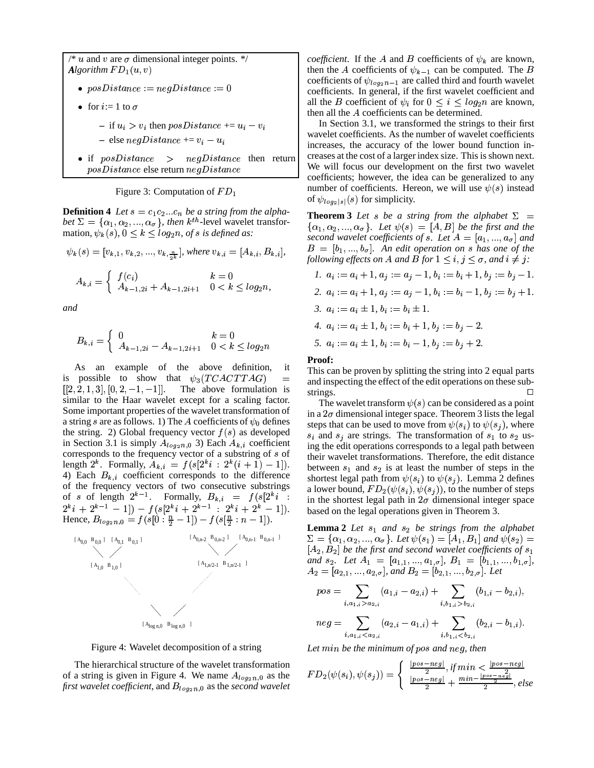```
/* u and v are σ dimensional integer points. */
Algorithm FD_1(u, v)
  • posDistance := negDistance := 0
  • for i:= 1 to σ
      – if u_i > v_i then posDistance += u_i − v_i
      – else negDistance += v_i − u_i
  • if posDistance > negDistance then return
    posDistance else return negDistance
```

Figure 3: Computation of $FD_1$

**Definition 4** *Let $s = c_1c_2...c_n$ be a string from the alphabet $\Sigma = \{\alpha_1, \alpha_2, ..., \alpha_\sigma\}$, then $k^{th}$-level wavelet transformation, $\psi_k(s), 0 \leq k \leq log_2 n$, of $s$ is defined as:*

$$\psi_k(s) = [v_{k,1}, v_{k,2}, ..., v_{k,\frac{n}{2^k}}], \text{ where } v_{k,i} = [A_{k,i}, B_{k,i}],$$

$$A_{k,i} = \begin{cases} f(c_i) & k = 0 \\ A_{k-1,2i} + A_{k-1,2i+1} & 0 < k \leq log_2 n, \end{cases}$$

*and*

$$B_{k,i} = \begin{cases} 0 & k = 0 \\ A_{k-1,2i} - A_{k-1,2i+1} & 0 < k \leq log_2 n \end{cases}$$

As an example of the above definition, it is possible to show that $\psi_3(TCACTTAG) = [[2, 2, 1, 3], [0, 2, -1, -1]]$. The above formulation is similar to the Haar wavelet except for a scaling factor. Some important properties of the wavelet transformation of a string $s$ are as follows. 1) The $A$ coefficients of $\psi_0$ defines the string. 2) Global frequency vector $f(s)$ as developed in Section 3.1 is simply $A_{log_2 n,0}$ 3) Each $A_{k,i}$ coefficient corresponds to the frequency vector of a substring of $s$ of length $2^k$. Formally, $A_{k,i} = f(s[2^k i : 2^k(i+1) - 1])$. 4) Each $B_{k,i}$ coefficient corresponds to the difference of the frequency vectors of two consecutive substrings of $s$ of length $2^{k-1}$. Formally, $B_{k,i} = f(s[2^k i : 2^k i + 2^{k-1} - 1]) - f(s[2^k i + 2^{k-1} : 2^k i + 2^k - 1])$. Hence, $B_{log_2 n,0} = f(s[0 : \frac{n}{2} - 1]) - f(s[\frac{n}{2} : n - 1])$.

```
[A_{0,0} B_{0,0}] [A_{0,1} B_{0,1}]        [A_{0,n-2} B_{0,n-2}] [A_{0,n-1} B_{0,n-1}]
         \      /                                    \      /
     [A_{1,0} B_{1,0}]                       [A_{1,n/2-1} B_{1,n/2-1}]
                 .                             .
                   .                         .
                          \          /
                     [A_{log n,0} B_{log n,0}]
```

Figure 4: Wavelet decomposition of a string

The hierarchical structure of the wavelet transformation of a string is given in Figure 4. We name $A_{log_2 n,0}$ as the *first wavelet coefficient*, and $B_{log_2 n,0}$ as the *second wavelet coefficient*. If the $A$ and $B$ coefficients of $\psi_k$ are known, then the $A$ coefficients of $\psi_{k-1}$ can be computed. The $B$ coefficients of $\psi_{log_2 n-1}$ are called third and fourth wavelet coefficients. In general, if the first wavelet coefficient and all the $B$ coefficient of $\psi_i$ for $0 \leq i \leq log_2 n$ are known, then all the $A$ coefficients can be determined.

In Section 3.1, we transformed the strings to their first wavelet coefficients. As the number of wavelet coefficients increases, the accuracy of the lower bound function increases at the cost of a larger index size. This is shown next. We will focus our development on the first two wavelet coefficients; however, the idea can be generalized to any number of coefficients. Hereon, we will use $\psi(s)$ instead of $\psi_{log_2|s|}(s)$ for simplicity.

**Theorem 3** *Let $s$ be a string from the alphabet $\Sigma = \{\alpha_1, \alpha_2, ..., \alpha_\sigma\}$. Let $\psi(s) = [A, B]$ be the first and the second wavelet coefficients of $s$. Let $A = [a_1, ..., a_\sigma]$ and $B = [b_1, ..., b_\sigma]$. An edit operation on $s$ has one of the following effects on $A$ and $B$ for $1 \leq i, j \leq \sigma$, and $i \neq j$:*

1. $a_i := a_i + 1, a_j := a_j - 1, b_i := b_i + 1, b_j := b_j - 1.$
2. $a_i := a_i + 1, a_j := a_j - 1, b_i := b_i - 1, b_j := b_j + 1.$
3. $a_i := a_i \pm 1, b_i := b_i \pm 1.$
4. $a_i := a_i \pm 1, b_i := b_i + 1, b_j := b_j - 2.$
5. $a_i := a_i \pm 1, b_i := b_i - 1, b_j := b_j + 2.$

**Proof:**
This can be proven by splitting the string into 2 equal parts and inspecting the effect of the edit operations on these substrings. □

The wavelet transform $\psi(s)$ can be considered as a point in a $2\sigma$ dimensional integer space. Theorem 3 lists the legal steps that can be used to move from $\psi(s_i)$ to $\psi(s_j)$, where $s_i$ and $s_j$ are strings. The transformation of $s_1$ to $s_2$ using the edit operations corresponds to a legal path between their wavelet transformations. Therefore, the edit distance between $s_1$ and $s_2$ is at least the number of steps in the shortest legal path from $\psi(s_i)$ to $\psi(s_j)$. Lemma 2 defines a lower bound, $FD_2(\psi(s_i), \psi(s_j))$, to the number of steps in the shortest legal path in $2\sigma$ dimensional integer space based on the legal operations given in Theorem 3.

**Lemma 2** *Let $s_1$ and $s_2$ be strings from the alphabet $\Sigma = \{\alpha_1, \alpha_2, ..., \alpha_\sigma\}$. Let $\psi(s_1) = [A_1, B_1]$ and $\psi(s_2) = [A_2, B_2]$ be the first and second wavelet coefficients of $s_1$ and $s_2$. Let $A_1 = [a_{1,1}, ..., a_{1,\sigma}]$, $B_1 = [b_{1,1}, ..., b_{1,\sigma}]$, $A_2 = [a_{2,1}, ..., a_{2,\sigma}]$, and $B_2 = [b_{2,1}, ..., b_{2,\sigma}]$. Let*

$$pos = \sum_{i, a_{1,i} > a_{2,i}} (a_{1,i} - a_{2,i}) + \sum_{i, b_{1,i} > b_{2,i}} (b_{1,i} - b_{2,i}),$$

$$neg = \sum_{i, a_{1,i} < a_{2,i}} (a_{2,i} - a_{1,i}) + \sum_{i, b_{1,i} < b_{2,i}} (b_{2,i} - b_{1,i}).$$

*Let $min$ be the minimum of $pos$ and $neg$, then*

$$FD_2(\psi(s_i), \psi(s_j)) = \begin{cases} \frac{|pos-neg|}{2}, \text{if } min < \frac{|pos-neg|}{2} \\ \frac{|pos-neg|}{2} + \frac{min - \frac{|pos-neg|}{2}}{2}, \text{else} \end{cases}$$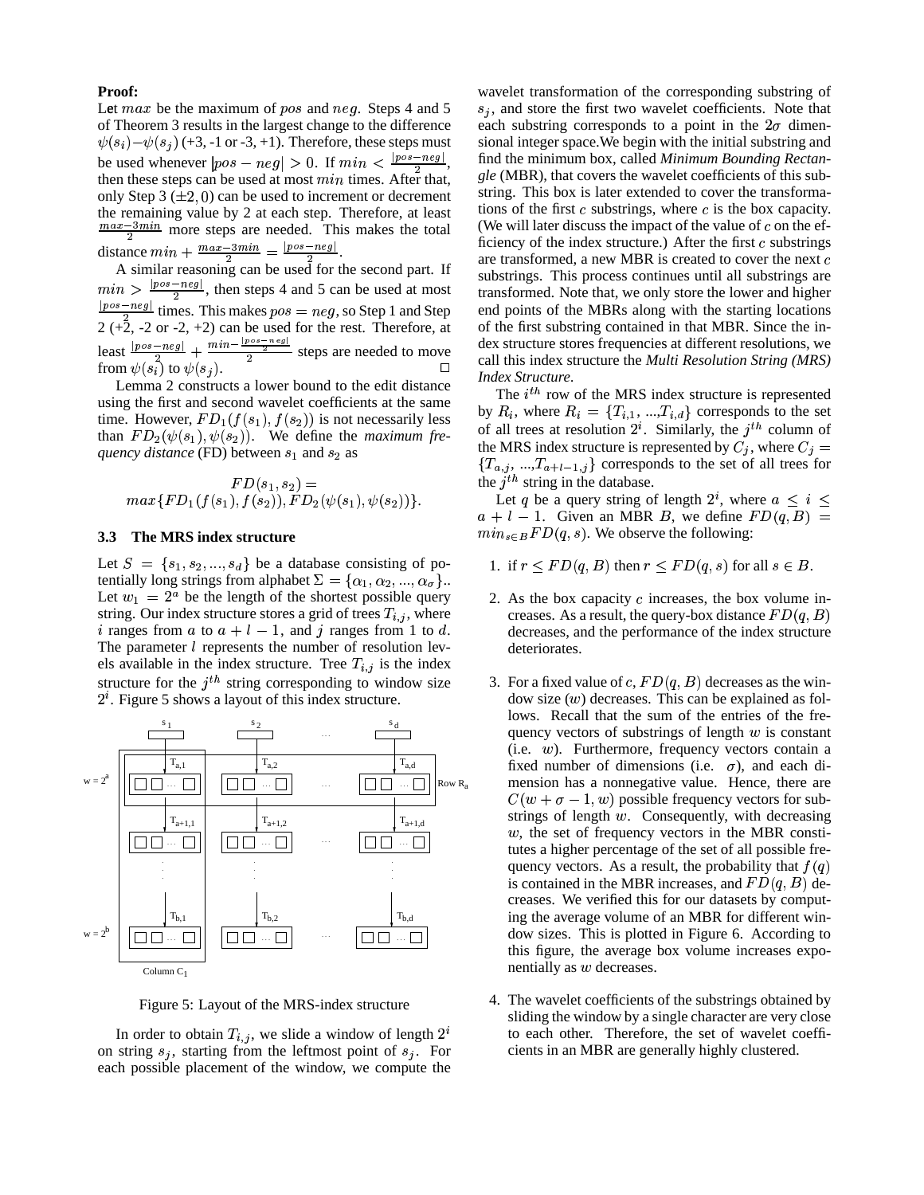**Proof:**

Let $max$ be the maximum of $pos$ and $neg$. Steps 4 and 5 of Theorem 3 results in the largest change to the difference $\psi(s_i) - \psi(s_j)$ (+3, -1 or -3, +1). Therefore, these steps must be used whenever $|pos - neg| > 0$. If $min < \frac{|pos-neg|}{2}$, then these steps can be used at most $min$ times. After that, only Step 3 ($\pm 2, 0$) can be used to increment or decrement the remaining value by 2 at each step. Therefore, at least $\frac{max-3min}{2}$ more steps are needed. This makes the total distance $min + \frac{max-3min}{2} = \frac{|pos-neg|}{2}$.

A similar reasoning can be used for the second part. If $min > \frac{|pos-neg|}{2}$, then steps 4 and 5 can be used at most $\frac{|pos-neg|}{2}$ times. This makes $pos = neg$, so Step 1 and Step 2 (+2, -2 or -2, +2) can be used for the rest. Therefore, at least $\frac{|pos-neg|}{2} + \frac{min - \frac{|pos-neg|}{2}}{2}$ steps are needed to move from $\psi(s_i)$ to $\psi(s_j)$. □

Lemma 2 constructs a lower bound to the edit distance using the first and second wavelet coefficients at the same time. However, $FD_1(f(s_1), f(s_2))$ is not necessarily less than $FD_2(\psi(s_1), \psi(s_2))$. We define the *maximum frequency distance* (FD) between $s_1$ and $s_2$ as

$$FD(s_1, s_2) = max\{FD_1(f(s_1), f(s_2)), FD_2(\psi(s_1), \psi(s_2))\}.$$

### 3.3 The MRS index structure

Let $S = \{s_1, s_2, ..., s_d\}$ be a database consisting of potentially long strings from alphabet $\Sigma = \{\alpha_1, \alpha_2, ..., \alpha_\sigma\}$.. Let $w_1 = 2^a$ be the length of the shortest possible query string. Our index structure stores a grid of trees $T_{i,j}$, where $i$ ranges from $a$ to $a + l - 1$, and $j$ ranges from 1 to $d$. The parameter $l$ represents the number of resolution levels available in the index structure. Tree $T_{i,j}$ is the index structure for the $j^{th}$ string corresponding to window size $2^i$. Figure 5 shows a layout of this index structure.

Figure 5: Layout of the MRS-index structure

In order to obtain $T_{i,j}$, we slide a window of length $2^i$ on string $s_j$, starting from the leftmost point of $s_j$. For each possible placement of the window, we compute the wavelet transformation of the corresponding substring of $s_j$, and store the first two wavelet coefficients. Note that each substring corresponds to a point in the $2\sigma$ dimensional integer space.We begin with the initial substring and find the minimum box, called *Minimum Bounding Rectangle* (MBR), that covers the wavelet coefficients of this substring. This box is later extended to cover the transformations of the first $c$ substrings, where $c$ is the box capacity. (We will later discuss the impact of the value of $c$ on the efficiency of the index structure.) After the first $c$ substrings are transformed, a new MBR is created to cover the next $c$ substrings. This process continues until all substrings are transformed. Note that, we only store the lower and higher end points of the MBRs along with the starting locations of the first substring contained in that MBR. Since the index structure stores frequencies at different resolutions, we call this index structure the *Multi Resolution String (MRS) Index Structure*.

The $i^{th}$ row of the MRS index structure is represented by $R_i$, where $R_i = \{T_{i,1}, ..., T_{i,d}\}$ corresponds to the set of all trees at resolution $2^i$. Similarly, the $j^{th}$ column of the MRS index structure is represented by $C_j$, where $C_j = \{T_{a,j}, ..., T_{a+l-1,j}\}$ corresponds to the set of all trees for the $j^{th}$ string in the database.

Let $q$ be a query string of length $2^i$, where $a \leq i \leq a + l - 1$. Given an MBR $B$, we define $FD(q, B) = min_{s \in B} FD(q, s)$. We observe the following:

1. if $r \leq FD(q, B)$ then $r \leq FD(q, s)$ for all $s \in B$.
2. As the box capacity $c$ increases, the box volume increases. As a result, the query-box distance $FD(q, B)$ decreases, and the performance of the index structure deteriorates.
3. For a fixed value of $c$, $FD(q, B)$ decreases as the window size ($w$) decreases. This can be explained as follows. Recall that the sum of the entries of the frequency vectors of substrings of length $w$ is constant (i.e. $w$). Furthermore, frequency vectors contain a fixed number of dimensions (i.e. $\sigma$), and each dimension has a nonnegative value. Hence, there are $C(w + \sigma - 1, w)$ possible frequency vectors for substrings of length $w$. Consequently, with decreasing $w$, the set of frequency vectors in the MBR constitutes a higher percentage of the set of all possible frequency vectors. As a result, the probability that $f(q)$ is contained in the MBR increases, and $FD(q, B)$ decreases. We verified this for our datasets by computing the average volume of an MBR for different window sizes. This is plotted in Figure 6. According to this figure, the average box volume increases exponentially as $w$ decreases.
4. The wavelet coefficients of the substrings obtained by sliding the window by a single character are very close to each other. Therefore, the set of wavelet coefficients in an MBR are generally highly clustered.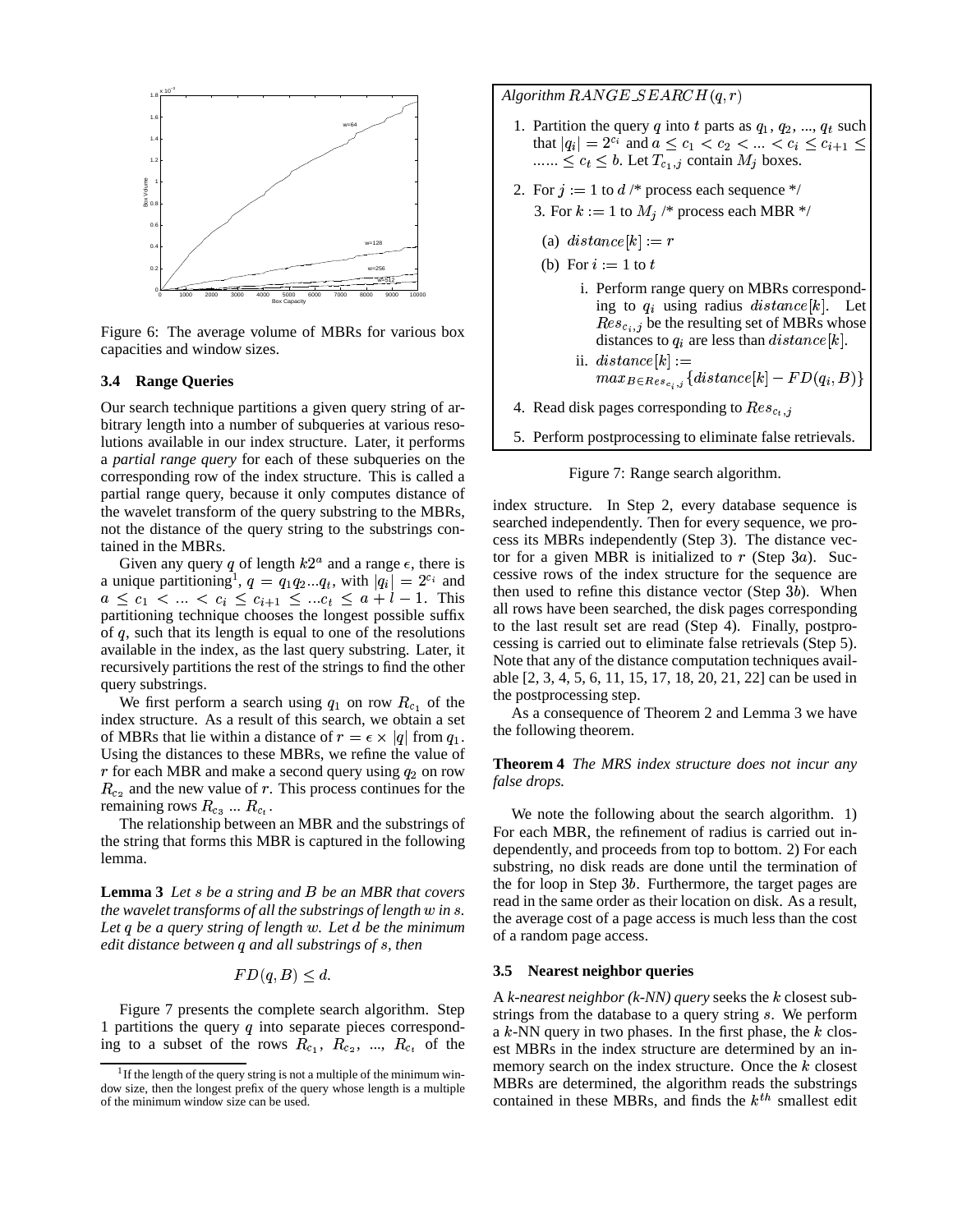Figure 6: The average volume of MBRs for various box capacities and window sizes.

### 3.4 Range Queries

Our search technique partitions a given query string of arbitrary length into a number of subqueries at various resolutions available in our index structure. Later, it performs a *partial range query* for each of these subqueries on the corresponding row of the index structure. This is called a partial range query, because it only computes distance of the wavelet transform of the query substring to the MBRs, not the distance of the query string to the substrings contained in the MBRs.

Given any query $q$ of length $k2^a$ and a range $\epsilon$, there is a unique partitioning[1], $q = q_1 q_2 ... q_t$, with $|q_i| = 2^{c_i}$ and $a \leq c_1 < ... < c_i \leq c_{i+1} \leq ... c_t \leq a + l - 1$. This partitioning technique chooses the longest possible suffix of $q$, such that its length is equal to one of the resolutions available in the index, as the last query substring. Later, it recursively partitions the rest of the strings to find the other query substrings.

We first perform a search using $q_1$ on row $R_{c_1}$ of the index structure. As a result of this search, we obtain a set of MBRs that lie within a distance of $r = \epsilon \times |q|$ from $q_1$. Using the distances to these MBRs, we refine the value of $r$ for each MBR and make a second query using $q_2$ on row $R_{c_2}$ and the new value of $r$. This process continues for the remaining rows $R_{c_3}$ ... $R_{c_t}$.

The relationship between an MBR and the substrings of the string that forms this MBR is captured in the following lemma.

**Lemma 3** *Let $s$ be a string and $B$ be an MBR that covers the wavelet transforms of all the substrings of length $w$ in $s$. Let $q$ be a query string of length $w$. Let $d$ be the minimum edit distance between $q$ and all substrings of $s$, then*

$$FD(q, B) \leq d.$$

Figure 7 presents the complete search algorithm. Step 1 partitions the query $q$ into separate pieces corresponding to a subset of the rows $R_{c_1}$, $R_{c_2}$, ..., $R_{c_t}$ of the index structure. In Step 2, every database sequence is searched independently. Then for every sequence, we process its MBRs independently (Step 3). The distance vector for a given MBR is initialized to $r$ (Step $3a$). Successive rows of the index structure for the sequence are then used to refine this distance vector (Step $3b$). When all rows have been searched, the disk pages corresponding to the last result set are read (Step 4). Finally, postprocessing is carried out to eliminate false retrievals (Step 5). Note that any of the distance computation techniques available [2, 3, 4, 5, 6, 11, 15, 17, 18, 20, 21, 22] can be used in the postprocessing step.

*Algorithm $RANGE\_SEARCH(q, r)$*

1. Partition the query $q$ into $t$ parts as $q_1$, $q_2$, ..., $q_t$ such that $|q_i| = 2^{c_i}$ and $a \leq c_1 < c_2 < ... < c_i \leq c_{i+1} \leq$ ...... $\leq c_t \leq b$. Let $T_{c_1,j}$ contain $M_j$ boxes.
2. For $j := 1$ to $d$ /* process each sequence */
   3. For $k := 1$ to $M_j$ /* process each MBR */
      (a) $distance[k] := r$
      (b) For $i := 1$ to $t$
         i. Perform range query on MBRs corresponding to $q_i$ using radius $distance[k]$. Let $Res_{c_i,j}$ be the resulting set of MBRs whose distances to $q_i$ are less than $distance[k]$.
         ii. $distance[k] := max_{B \in Res_{c_i,j}} \{distance[k] - FD(q_i, B)\}$
4. Read disk pages corresponding to $Res_{c_t,j}$
5. Perform postprocessing to eliminate false retrievals.

Figure 7: Range search algorithm.

As a consequence of Theorem 2 and Lemma 3 we have the following theorem.

**Theorem 4** *The MRS index structure does not incur any false drops.*

We note the following about the search algorithm. 1) For each MBR, the refinement of radius is carried out independently, and proceeds from top to bottom. 2) For each substring, no disk reads are done until the termination of the for loop in Step $3b$. Furthermore, the target pages are read in the same order as their location on disk. As a result, the average cost of a page access is much less than the cost of a random page access.

### 3.5 Nearest neighbor queries

A *k-nearest neighbor (k-NN) query* seeks the $k$ closest substrings from the database to a query string $s$. We perform a $k$-NN query in two phases. In the first phase, the $k$ closest MBRs in the index structure are determined by an in-memory search on the index structure. Once the $k$ closest MBRs are determined, the algorithm reads the substrings contained in these MBRs, and finds the $k^{th}$ smallest edit

[1] If the length of the query string is not a multiple of the minimum window size, then the longest prefix of the query whose length is a multiple of the minimum window size can be used.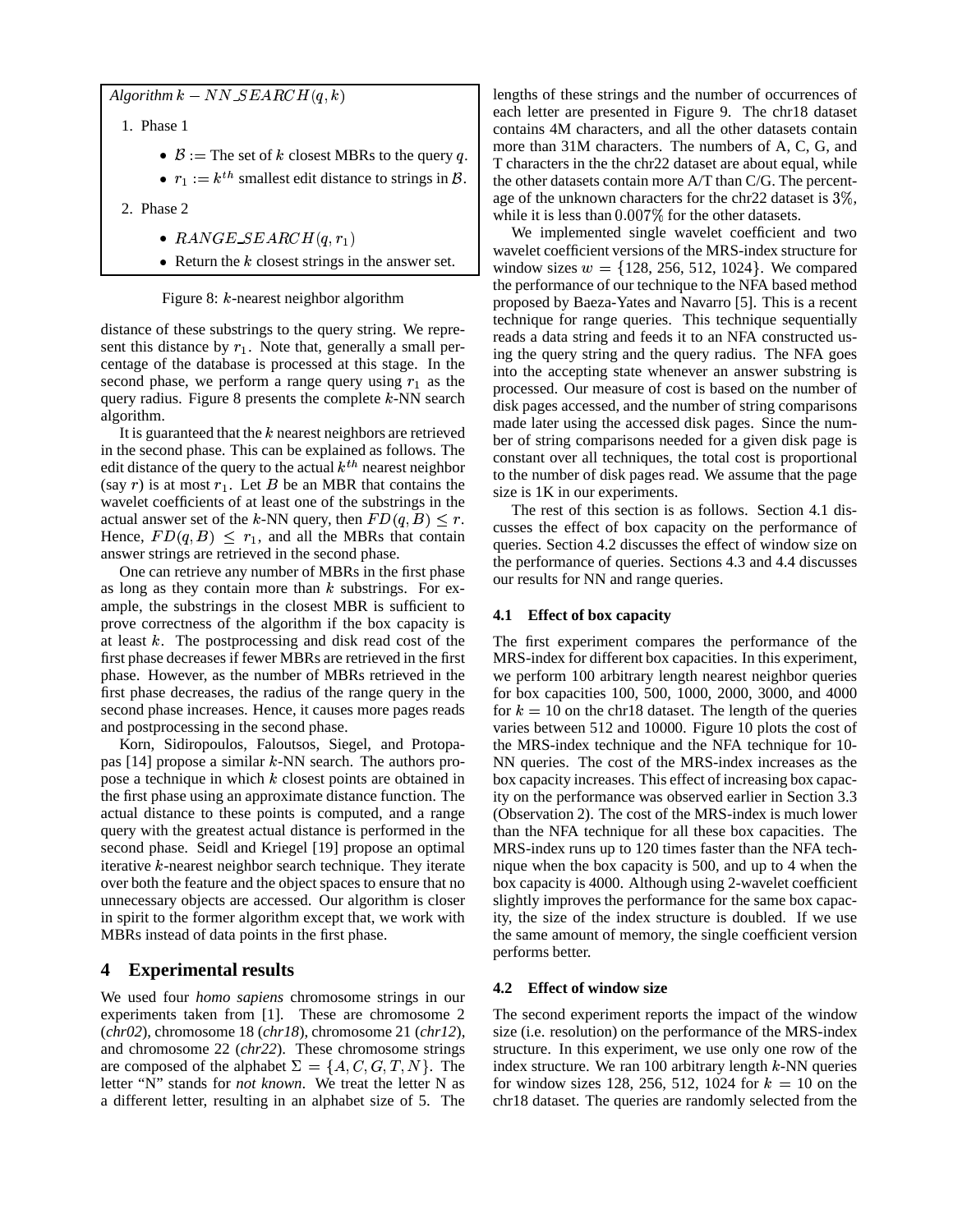Algorithm $k - NN\_SEARCH(q, k)$

1. Phase 1
   - $\mathcal{B} :=$ The set of $k$ closest MBRs to the query $q$.
   - $r_1 := k^{th}$ smallest edit distance to strings in $\mathcal{B}$.
2. Phase 2
   - $RANGE\_SEARCH(q, r_1)$
   - Return the $k$ closest strings in the answer set.

Figure 8: $k$-nearest neighbor algorithm

distance of these substrings to the query string. We represent this distance by $r_1$. Note that, generally a small percentage of the database is processed at this stage. In the second phase, we perform a range query using $r_1$ as the query radius. Figure 8 presents the complete $k$-NN search algorithm.

It is guaranteed that the $k$ nearest neighbors are retrieved in the second phase. This can be explained as follows. The edit distance of the query to the actual $k^{th}$ nearest neighbor (say $r$) is at most $r_1$. Let $B$ be an MBR that contains the wavelet coefficients of at least one of the substrings in the actual answer set of the $k$-NN query, then $FD(q, B) \leq r$. Hence, $FD(q, B) \leq r_1$, and all the MBRs that contain answer strings are retrieved in the second phase.

One can retrieve any number of MBRs in the first phase as long as they contain more than $k$ substrings. For example, the substrings in the closest MBR is sufficient to prove correctness of the algorithm if the box capacity is at least $k$. The postprocessing and disk read cost of the first phase decreases if fewer MBRs are retrieved in the first phase. However, as the number of MBRs retrieved in the first phase decreases, the radius of the range query in the second phase increases. Hence, it causes more pages reads and postprocessing in the second phase.

Korn, Sidiropoulos, Faloutsos, Siegel, and Protopapas [14] propose a similar $k$-NN search. The authors propose a technique in which $k$ closest points are obtained in the first phase using an approximate distance function. The actual distance to these points is computed, and a range query with the greatest actual distance is performed in the second phase. Seidl and Kriegel [19] propose an optimal iterative $k$-nearest neighbor search technique. They iterate over both the feature and the object spaces to ensure that no unnecessary objects are accessed. Our algorithm is closer in spirit to the former algorithm except that, we work with MBRs instead of data points in the first phase.

## 4 Experimental results

We used four *homo sapiens* chromosome strings in our experiments taken from [1]. These are chromosome 2 (*chr02*), chromosome 18 (*chr18*), chromosome 21 (*chr12*), and chromosome 22 (*chr22*). These chromosome strings are composed of the alphabet $\Sigma = \{A, C, G, T, N\}$. The letter "N" stands for *not known*. We treat the letter N as a different letter, resulting in an alphabet size of 5. The lengths of these strings and the number of occurrences of each letter are presented in Figure 9. The chr18 dataset contains 4M characters, and all the other datasets contain more than 31M characters. The numbers of A, C, G, and T characters in the the chr22 dataset are about equal, while the other datasets contain more A/T than C/G. The percentage of the unknown characters for the chr22 dataset is $3\%$, while it is less than $0.007\%$ for the other datasets.

We implemented single wavelet coefficient and two wavelet coefficient versions of the MRS-index structure for window sizes $w = \{128, 256, 512, 1024\}$. We compared the performance of our technique to the NFA based method proposed by Baeza-Yates and Navarro [5]. This is a recent technique for range queries. This technique sequentially reads a data string and feeds it to an NFA constructed using the query string and the query radius. The NFA goes into the accepting state whenever an answer substring is processed. Our measure of cost is based on the number of disk pages accessed, and the number of string comparisons made later using the accessed disk pages. Since the number of string comparisons needed for a given disk page is constant over all techniques, the total cost is proportional to the number of disk pages read. We assume that the page size is 1K in our experiments.

The rest of this section is as follows. Section 4.1 discusses the effect of box capacity on the performance of queries. Section 4.2 discusses the effect of window size on the performance of queries. Sections 4.3 and 4.4 discusses our results for NN and range queries.

### 4.1 Effect of box capacity

The first experiment compares the performance of the MRS-index for different box capacities. In this experiment, we perform 100 arbitrary length nearest neighbor queries for box capacities 100, 500, 1000, 2000, 3000, and 4000 for $k = 10$ on the chr18 dataset. The length of the queries varies between 512 and 10000. Figure 10 plots the cost of the MRS-index technique and the NFA technique for 10-NN queries. The cost of the MRS-index increases as the box capacity increases. This effect of increasing box capacity on the performance was observed earlier in Section 3.3 (Observation 2). The cost of the MRS-index is much lower than the NFA technique for all these box capacities. The MRS-index runs up to 120 times faster than the NFA technique when the box capacity is 500, and up to 4 when the box capacity is 4000. Although using 2-wavelet coefficient slightly improves the performance for the same box capacity, the size of the index structure is doubled. If we use the same amount of memory, the single coefficient version performs better.

### 4.2 Effect of window size

The second experiment reports the impact of the window size (i.e. resolution) on the performance of the MRS-index structure. In this experiment, we use only one row of the index structure. We ran 100 arbitrary length $k$-NN queries for window sizes 128, 256, 512, 1024 for $k = 10$ on the chr18 dataset. The queries are randomly selected from the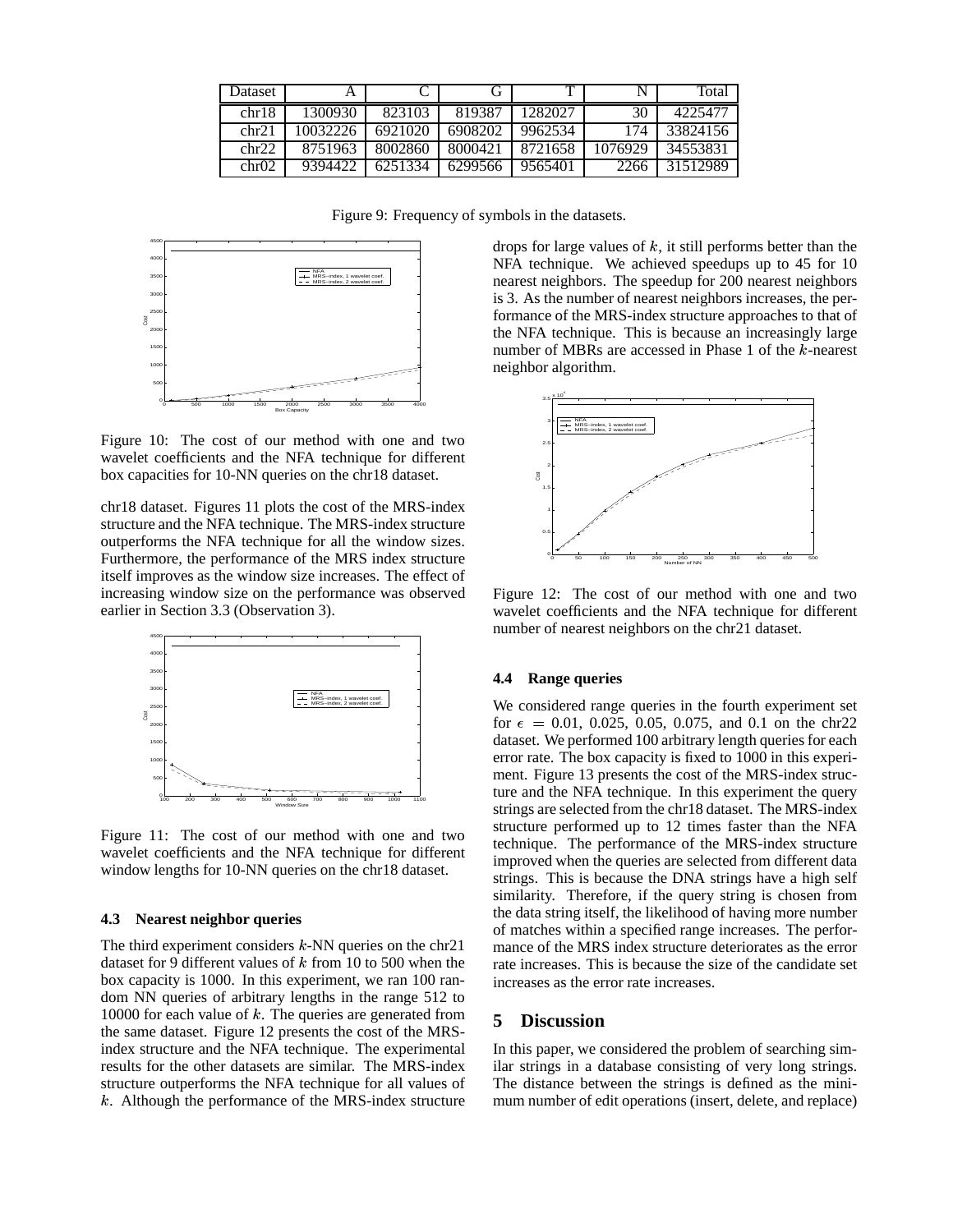| Dataset | A | C | G | T | N | Total |
|---|---|---|---|---|---|---|
| chr18 | 1300930 | 823103 | 819387 | 1282027 | 30 | 4225477 |
| chr21 | 10032226 | 6921020 | 6908202 | 9962534 | 174 | 33824156 |
| chr22 | 8751963 | 8002860 | 8000421 | 8721658 | 1076929 | 34553831 |
| chr02 | 9394422 | 6251334 | 6299566 | 9565401 | 2266 | 31512989 |

Figure 9: Frequency of symbols in the datasets.

Figure 10: The cost of our method with one and two wavelet coefficients and the NFA technique for different box capacities for 10-NN queries on the chr18 dataset.

chr18 dataset. Figures 11 plots the cost of the MRS-index structure and the NFA technique. The MRS-index structure outperforms the NFA technique for all the window sizes. Furthermore, the performance of the MRS index structure itself improves as the window size increases. The effect of increasing window size on the performance was observed earlier in Section 3.3 (Observation 3).

Figure 11: The cost of our method with one and two wavelet coefficients and the NFA technique for different window lengths for 10-NN queries on the chr18 dataset.

### 4.3 Nearest neighbor queries

The third experiment considers $k$-NN queries on the chr21 dataset for 9 different values of $k$ from 10 to 500 when the box capacity is 1000. In this experiment, we ran 100 random NN queries of arbitrary lengths in the range 512 to 10000 for each value of $k$. The queries are generated from the same dataset. Figure 12 presents the cost of the MRS-index structure and the NFA technique. The experimental results for the other datasets are similar. The MRS-index structure outperforms the NFA technique for all values of $k$. Although the performance of the MRS-index structure drops for large values of $k$, it still performs better than the NFA technique. We achieved speedups up to 45 for 10 nearest neighbors. The speedup for 200 nearest neighbors is 3. As the number of nearest neighbors increases, the performance of the MRS-index structure approaches to that of the NFA technique. This is because an increasingly large number of MBRs are accessed in Phase 1 of the $k$-nearest neighbor algorithm.

Figure 12: The cost of our method with one and two wavelet coefficients and the NFA technique for different number of nearest neighbors on the chr21 dataset.

### 4.4 Range queries

We considered range queries in the fourth experiment set for $\epsilon$ = 0.01, 0.025, 0.05, 0.075, and 0.1 on the chr22 dataset. We performed 100 arbitrary length queries for each error rate. The box capacity is fixed to 1000 in this experiment. Figure 13 presents the cost of the MRS-index structure and the NFA technique. In this experiment the query strings are selected from the chr18 dataset. The MRS-index structure performed up to 12 times faster than the NFA technique. The performance of the MRS-index structure improved when the queries are selected from different data strings. This is because the DNA strings have a high self similarity. Therefore, if the query string is chosen from the data string itself, the likelihood of having more number of matches within a specified range increases. The performance of the MRS index structure deteriorates as the error rate increases. This is because the size of the candidate set increases as the error rate increases.

## 5 Discussion

In this paper, we considered the problem of searching similar strings in a database consisting of very long strings. The distance between the strings is defined as the minimum number of edit operations (insert, delete, and replace)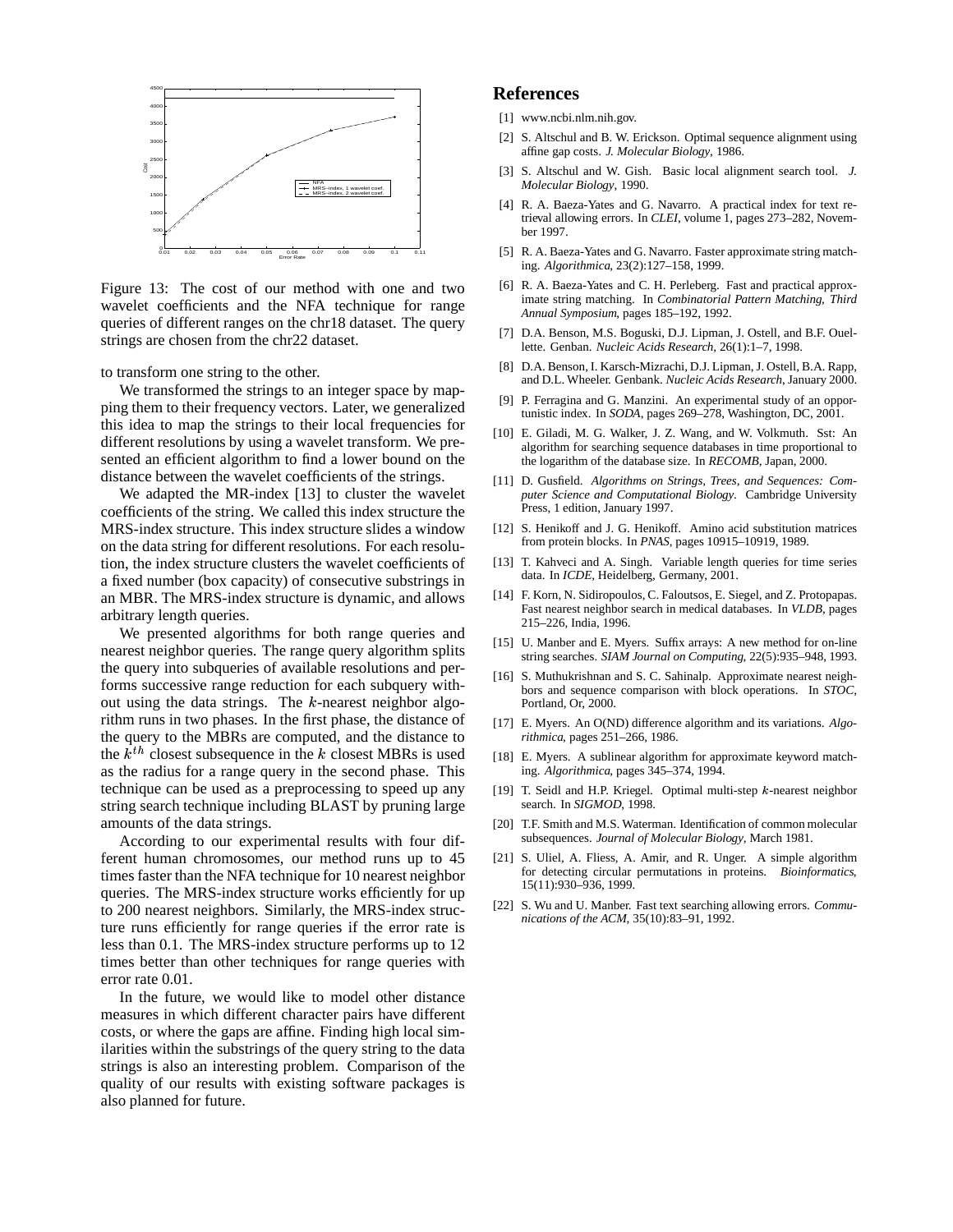4500
4000
3500
3000
2500
2000
1500
1000
500
0
Cost
0.01 0.02 0.03 0.04 0.05 0.06 0.07 0.08 0.09 0.1 0.11
Error Rate
NFA
MRS-index, 1 wavelet coef.
MRS-index, 2 wavelet coef.

Figure 13: The cost of our method with one and two wavelet coefficients and the NFA technique for range queries of different ranges on the chr18 dataset. The query strings are chosen from the chr22 dataset.

to transform one string to the other.

We transformed the strings to an integer space by mapping them to their frequency vectors. Later, we generalized this idea to map the strings to their local frequencies for different resolutions by using a wavelet transform. We presented an efficient algorithm to find a lower bound on the distance between the wavelet coefficients of the strings.

We adapted the MR-index [13] to cluster the wavelet coefficients of the string. We called this index structure the MRS-index structure. This index structure slides a window on the data string for different resolutions. For each resolution, the index structure clusters the wavelet coefficients of a fixed number (box capacity) of consecutive substrings in an MBR. The MRS-index structure is dynamic, and allows arbitrary length queries.

We presented algorithms for both range queries and nearest neighbor queries. The range query algorithm splits the query into subqueries of available resolutions and performs successive range reduction for each subquery without using the data strings. The $k$-nearest neighbor algorithm runs in two phases. In the first phase, the distance of the query to the MBRs are computed, and the distance to the $k^{th}$ closest subsequence in the $k$ closest MBRs is used as the radius for a range query in the second phase. This technique can be used as a preprocessing to speed up any string search technique including BLAST by pruning large amounts of the data strings.

According to our experimental results with four different human chromosomes, our method runs up to 45 times faster than the NFA technique for 10 nearest neighbor queries. The MRS-index structure works efficiently for up to 200 nearest neighbors. Similarly, the MRS-index structure runs efficiently for range queries if the error rate is less than 0.1. The MRS-index structure performs up to 12 times better than other techniques for range queries with error rate 0.01.

In the future, we would like to model other distance measures in which different character pairs have different costs, or where the gaps are affine. Finding high local similarities within the substrings of the query string to the data strings is also an interesting problem. Comparison of the quality of our results with existing software packages is also planned for future.

## References

[1] www.ncbi.nlm.nih.gov.

[2] S. Altschul and B. W. Erickson. Optimal sequence alignment using affine gap costs. *J. Molecular Biology*, 1986.

[3] S. Altschul and W. Gish. Basic local alignment search tool. *J. Molecular Biology*, 1990.

[4] R. A. Baeza-Yates and G. Navarro. A practical index for text retrieval allowing errors. In *CLEI*, volume 1, pages 273–282, November 1997.

[5] R. A. Baeza-Yates and G. Navarro. Faster approximate string matching. *Algorithmica*, 23(2):127–158, 1999.

[6] R. A. Baeza-Yates and C. H. Perleberg. Fast and practical approximate string matching. In *Combinatorial Pattern Matching, Third Annual Symposium*, pages 185–192, 1992.

[7] D.A. Benson, M.S. Boguski, D.J. Lipman, J. Ostell, and B.F. Ouellette. Genban. *Nucleic Acids Research*, 26(1):1–7, 1998.

[8] D.A. Benson, I. Karsch-Mizrachi, D.J. Lipman, J. Ostell, B.A. Rapp, and D.L. Wheeler. Genbank. *Nucleic Acids Research*, January 2000.

[9] P. Ferragina and G. Manzini. An experimental study of an opportunistic index. In *SODA*, pages 269–278, Washington, DC, 2001.

[10] E. Giladi, M. G. Walker, J. Z. Wang, and W. Volkmuth. Sst: An algorithm for searching sequence databases in time proportional to the logarithm of the database size. In *RECOMB*, Japan, 2000.

[11] D. Gusfield. *Algorithms on Strings, Trees, and Sequences: Computer Science and Computational Biology*. Cambridge University Press, 1 edition, January 1997.

[12] S. Henikoff and J. G. Henikoff. Amino acid substitution matrices from protein blocks. In *PNAS*, pages 10915–10919, 1989.

[13] T. Kahveci and A. Singh. Variable length queries for time series data. In *ICDE*, Heidelberg, Germany, 2001.

[14] F. Korn, N. Sidiropoulos, C. Faloutsos, E. Siegel, and Z. Protopapas. Fast nearest neighbor search in medical databases. In *VLDB*, pages 215–226, India, 1996.

[15] U. Manber and E. Myers. Suffix arrays: A new method for on-line string searches. *SIAM Journal on Computing*, 22(5):935–948, 1993.

[16] S. Muthukrishnan and S. C. Sahinalp. Approximate nearest neighbors and sequence comparison with block operations. In *STOC*, Portland, Or, 2000.

[17] E. Myers. An O(ND) difference algorithm and its variations. *Algorithmica*, pages 251–266, 1986.

[18] E. Myers. A sublinear algorithm for approximate keyword matching. *Algorithmica*, pages 345–374, 1994.

[19] T. Seidl and H.P. Kriegel. Optimal multi-step $k$-nearest neighbor search. In *SIGMOD*, 1998.

[20] T.F. Smith and M.S. Waterman. Identification of common molecular subsequences. *Journal of Molecular Biology*, March 1981.

[21] S. Uliel, A. Fliess, A. Amir, and R. Unger. A simple algorithm for detecting circular permutations in proteins. *Bioinformatics*, 15(11):930–936, 1999.

[22] S. Wu and U. Manber. Fast text searching allowing errors. *Communications of the ACM*, 35(10):83–91, 1992.